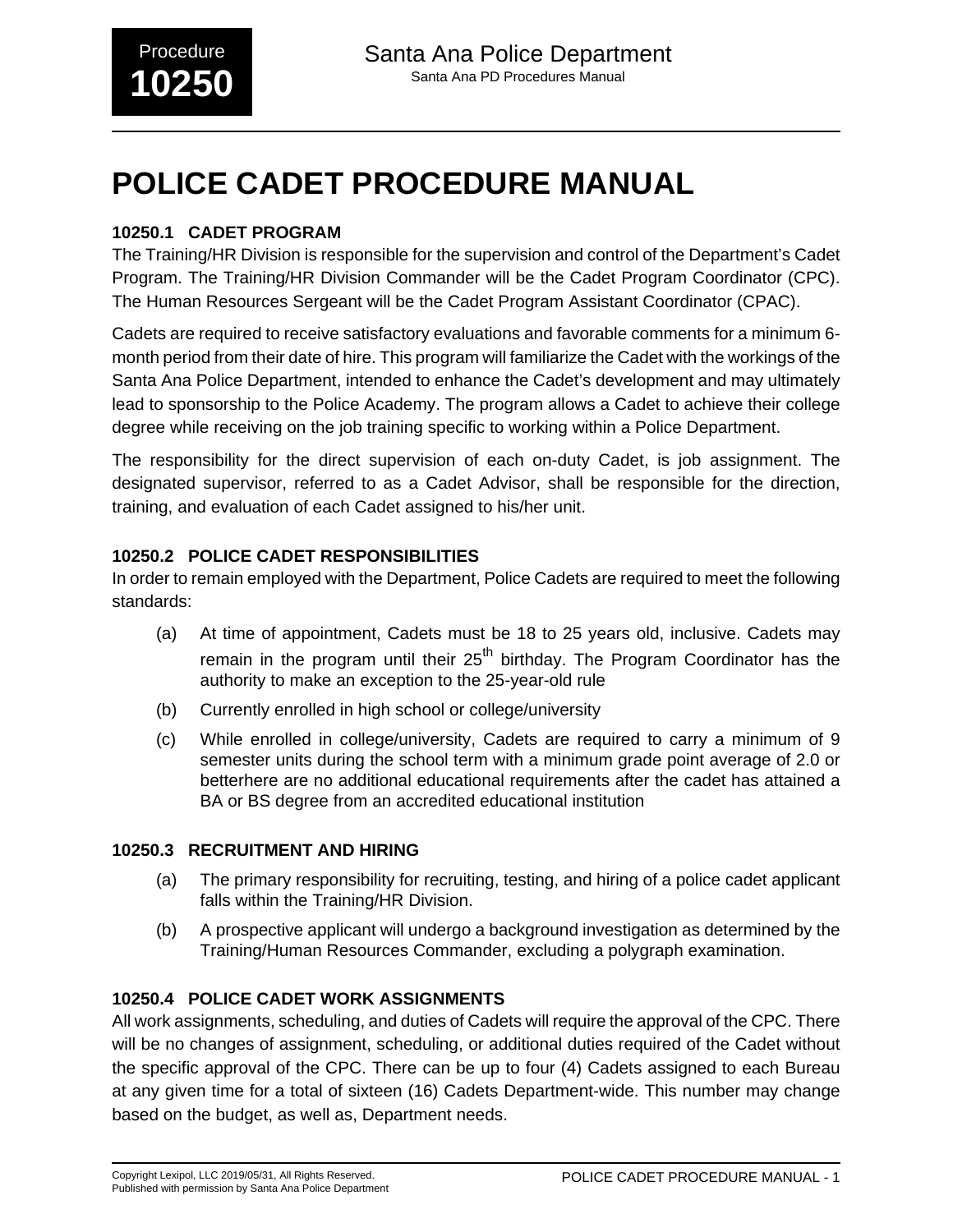# POLICE CADET PROCEDURE MANUAL

### 10250.1 CADET PROGRAM

The Training/HR Division is responsible for the supervision and control of the Department's Cadet Program. The Training/HR Division Commander will be the Cadet Program Coordinator (CPC). The Human Resources Sergeant will be the Cadet Program Assistant Coordinator (CPAC).

Cadets are required to receive satisfactory evaluations and favorable comments for a minimum 6-month period from their date of hire. This program will familiarize the Cadet with the workings of the Santa Ana Police Department, intended to enhance the Cadet's development and may ultimately lead to sponsorship to the Police Academy. The program allows a Cadet to achieve their college degree while receiving on the job training specific to working within a Police Department.

The responsibility for the direct supervision of each on-duty Cadet, is job assignment. The designated supervisor, referred to as a Cadet Advisor, shall be responsible for the direction, training, and evaluation of each Cadet assigned to his/her unit.

### 10250.2 POLICE CADET RESPONSIBILITIES

In order to remain employed with the Department, Police Cadets are required to meet the following standards:

(a) At time of appointment, Cadets must be 18 to 25 years old, inclusive. Cadets may remain in the program until their 25th birthday. The Program Coordinator has the authority to make an exception to the 25-year-old rule

(b) Currently enrolled in high school or college/university

(c) While enrolled in college/university, Cadets are required to carry a minimum of 9 semester units during the school term with a minimum grade point average of 2.0 or betterhere are no additional educational requirements after the cadet has attained a BA or BS degree from an accredited educational institution

### 10250.3 RECRUITMENT AND HIRING

(a) The primary responsibility for recruiting, testing, and hiring of a police cadet applicant falls within the Training/HR Division.

(b) A prospective applicant will undergo a background investigation as determined by the Training/Human Resources Commander, excluding a polygraph examination.

### 10250.4 POLICE CADET WORK ASSIGNMENTS

All work assignments, scheduling, and duties of Cadets will require the approval of the CPC. There will be no changes of assignment, scheduling, or additional duties required of the Cadet without the specific approval of the CPC. There can be up to four (4) Cadets assigned to each Bureau at any given time for a total of sixteen (16) Cadets Department-wide. This number may change based on the budget, as well as, Department needs.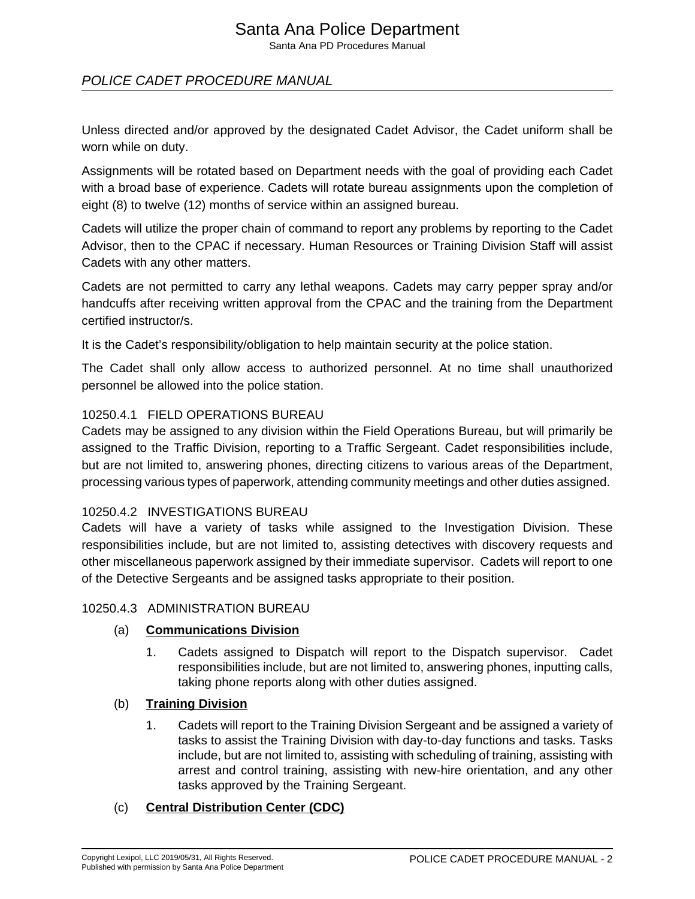Unless directed and/or approved by the designated Cadet Advisor, the Cadet uniform shall be worn while on duty.

Assignments will be rotated based on Department needs with the goal of providing each Cadet with a broad base of experience. Cadets will rotate bureau assignments upon the completion of eight (8) to twelve (12) months of service within an assigned bureau.

Cadets will utilize the proper chain of command to report any problems by reporting to the Cadet Advisor, then to the CPAC if necessary. Human Resources or Training Division Staff will assist Cadets with any other matters.

Cadets are not permitted to carry any lethal weapons. Cadets may carry pepper spray and/or handcuffs after receiving written approval from the CPAC and the training from the Department certified instructor/s.

It is the Cadet's responsibility/obligation to help maintain security at the police station.

The Cadet shall only allow access to authorized personnel. At no time shall unauthorized personnel be allowed into the police station.

### 10250.4.1 FIELD OPERATIONS BUREAU

Cadets may be assigned to any division within the Field Operations Bureau, but will primarily be assigned to the Traffic Division, reporting to a Traffic Sergeant. Cadet responsibilities include, but are not limited to, answering phones, directing citizens to various areas of the Department, processing various types of paperwork, attending community meetings and other duties assigned.

### 10250.4.2 INVESTIGATIONS BUREAU

Cadets will have a variety of tasks while assigned to the Investigation Division. These responsibilities include, but are not limited to, assisting detectives with discovery requests and other miscellaneous paperwork assigned by their immediate supervisor. Cadets will report to one of the Detective Sergeants and be assigned tasks appropriate to their position.

### 10250.4.3 ADMINISTRATION BUREAU

(a) **Communications Division**

1. Cadets assigned to Dispatch will report to the Dispatch supervisor. Cadet responsibilities include, but are not limited to, answering phones, inputting calls, taking phone reports along with other duties assigned.

(b) **Training Division**

1. Cadets will report to the Training Division Sergeant and be assigned a variety of tasks to assist the Training Division with day-to-day functions and tasks. Tasks include, but are not limited to, assisting with scheduling of training, assisting with arrest and control training, assisting with new-hire orientation, and any other tasks approved by the Training Sergeant.

(c) **Central Distribution Center (CDC)**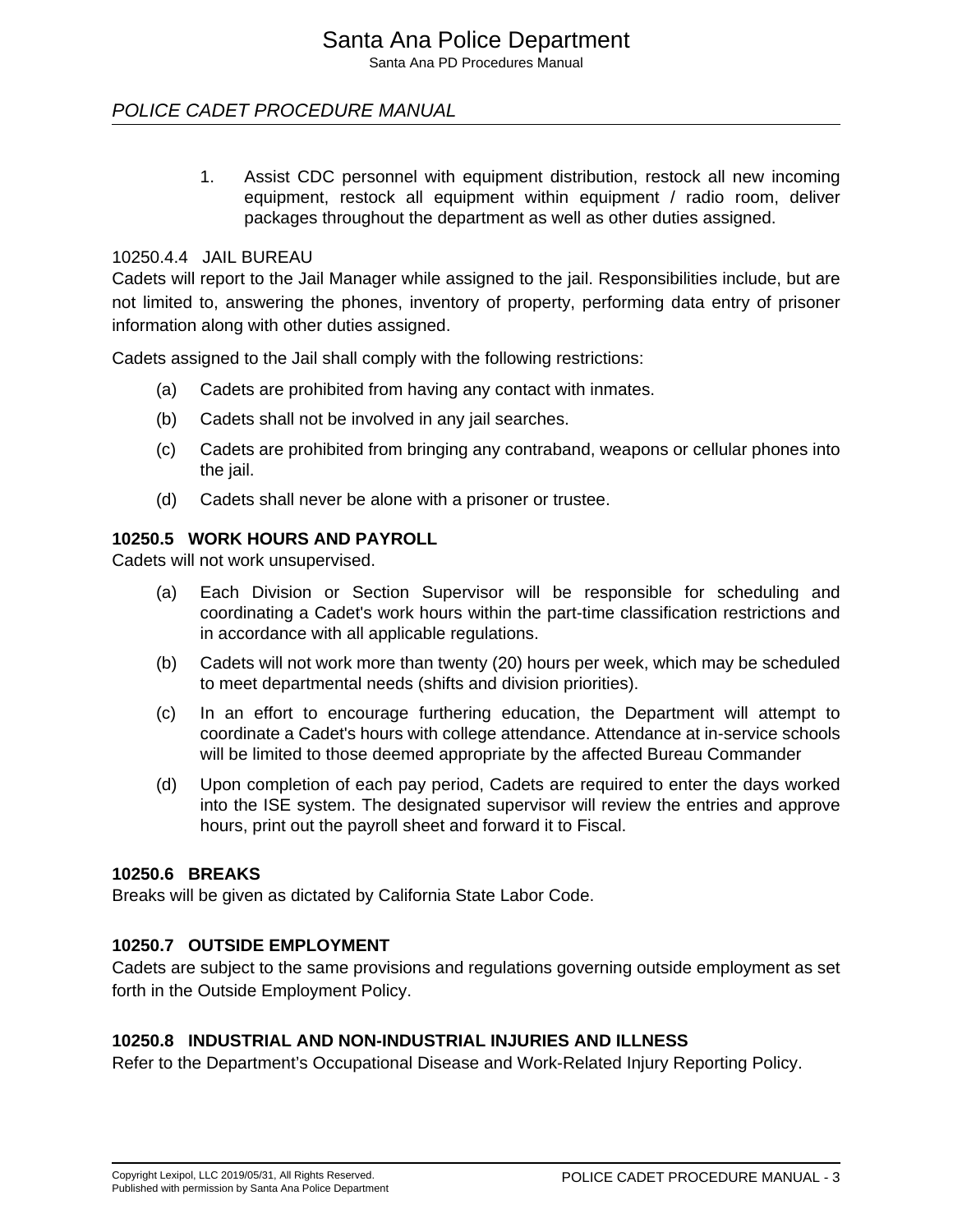1. Assist CDC personnel with equipment distribution, restock all new incoming equipment, restock all equipment within equipment / radio room, deliver packages throughout the department as well as other duties assigned.

#### 10250.4.4 JAIL BUREAU

Cadets will report to the Jail Manager while assigned to the jail. Responsibilities include, but are not limited to, answering the phones, inventory of property, performing data entry of prisoner information along with other duties assigned.

Cadets assigned to the Jail shall comply with the following restrictions:

(a) Cadets are prohibited from having any contact with inmates.

(b) Cadets shall not be involved in any jail searches.

(c) Cadets are prohibited from bringing any contraband, weapons or cellular phones into the jail.

(d) Cadets shall never be alone with a prisoner or trustee.

### 10250.5 WORK HOURS AND PAYROLL

Cadets will not work unsupervised.

(a) Each Division or Section Supervisor will be responsible for scheduling and coordinating a Cadet's work hours within the part-time classification restrictions and in accordance with all applicable regulations.

(b) Cadets will not work more than twenty (20) hours per week, which may be scheduled to meet departmental needs (shifts and division priorities).

(c) In an effort to encourage furthering education, the Department will attempt to coordinate a Cadet's hours with college attendance. Attendance at in-service schools will be limited to those deemed appropriate by the affected Bureau Commander

(d) Upon completion of each pay period, Cadets are required to enter the days worked into the ISE system. The designated supervisor will review the entries and approve hours, print out the payroll sheet and forward it to Fiscal.

### 10250.6 BREAKS

Breaks will be given as dictated by California State Labor Code.

### 10250.7 OUTSIDE EMPLOYMENT

Cadets are subject to the same provisions and regulations governing outside employment as set forth in the Outside Employment Policy.

### 10250.8 INDUSTRIAL AND NON-INDUSTRIAL INJURIES AND ILLNESS

Refer to the Department’s Occupational Disease and Work-Related Injury Reporting Policy.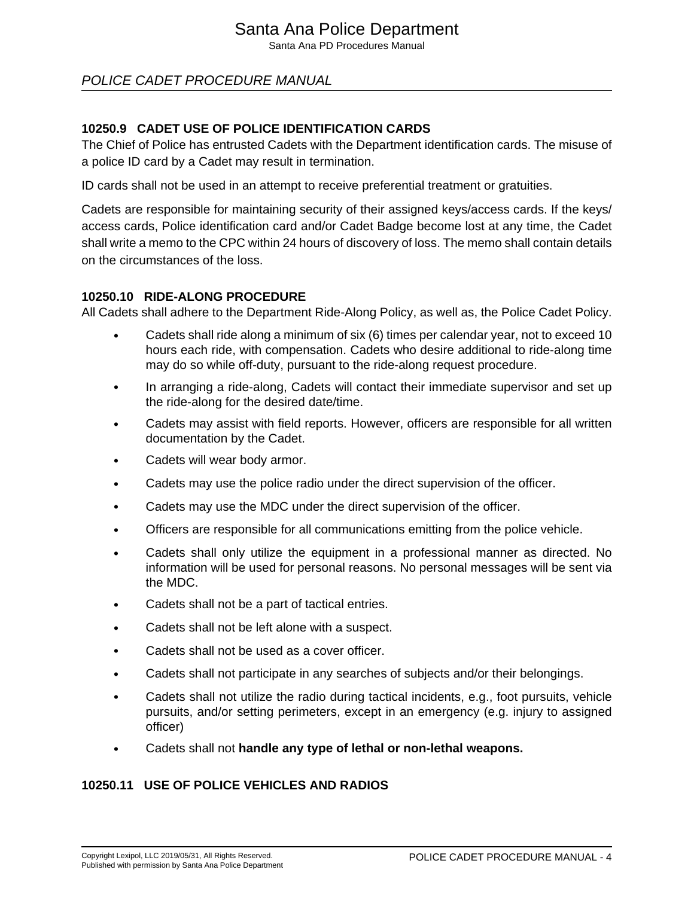### 10250.9 CADET USE OF POLICE IDENTIFICATION CARDS

The Chief of Police has entrusted Cadets with the Department identification cards. The misuse of a police ID card by a Cadet may result in termination.

ID cards shall not be used in an attempt to receive preferential treatment or gratuities.

Cadets are responsible for maintaining security of their assigned keys/access cards. If the keys/ access cards, Police identification card and/or Cadet Badge become lost at any time, the Cadet shall write a memo to the CPC within 24 hours of discovery of loss. The memo shall contain details on the circumstances of the loss.

### 10250.10 RIDE-ALONG PROCEDURE

All Cadets shall adhere to the Department Ride-Along Policy, as well as, the Police Cadet Policy.

- Cadets shall ride along a minimum of six (6) times per calendar year, not to exceed 10 hours each ride, with compensation. Cadets who desire additional to ride-along time may do so while off-duty, pursuant to the ride-along request procedure.
- In arranging a ride-along, Cadets will contact their immediate supervisor and set up the ride-along for the desired date/time.
- Cadets may assist with field reports. However, officers are responsible for all written documentation by the Cadet.
- Cadets will wear body armor.
- Cadets may use the police radio under the direct supervision of the officer.
- Cadets may use the MDC under the direct supervision of the officer.
- Officers are responsible for all communications emitting from the police vehicle.
- Cadets shall only utilize the equipment in a professional manner as directed. No information will be used for personal reasons. No personal messages will be sent via the MDC.
- Cadets shall not be a part of tactical entries.
- Cadets shall not be left alone with a suspect.
- Cadets shall not be used as a cover officer.
- Cadets shall not participate in any searches of subjects and/or their belongings.
- Cadets shall not utilize the radio during tactical incidents, e.g., foot pursuits, vehicle pursuits, and/or setting perimeters, except in an emergency (e.g. injury to assigned officer)
- Cadets shall not **handle any type of lethal or non-lethal weapons.**

### 10250.11 USE OF POLICE VEHICLES AND RADIOS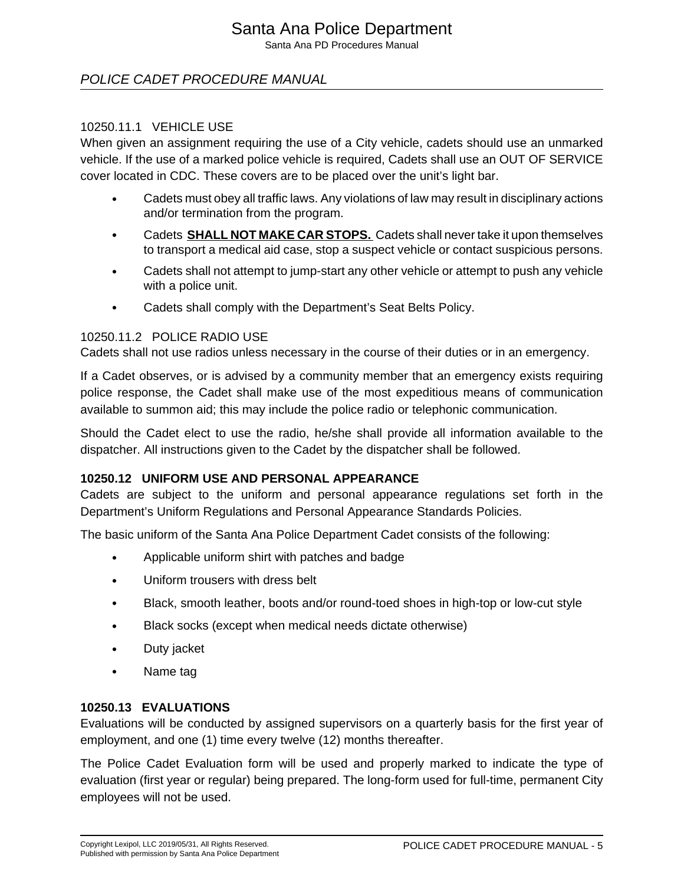### POLICE CADET PROCEDURE MANUAL

#### 10250.11.1 VEHICLE USE

When given an assignment requiring the use of a City vehicle, cadets should use an unmarked vehicle. If the use of a marked police vehicle is required, Cadets shall use an OUT OF SERVICE cover located in CDC. These covers are to be placed over the unit's light bar.

- Cadets must obey all traffic laws. Any violations of law may result in disciplinary actions and/or termination from the program.
- Cadets **SHALL NOT MAKE CAR STOPS.** Cadets shall never take it upon themselves to transport a medical aid case, stop a suspect vehicle or contact suspicious persons.
- Cadets shall not attempt to jump-start any other vehicle or attempt to push any vehicle with a police unit.
- Cadets shall comply with the Department's Seat Belts Policy.

#### 10250.11.2 POLICE RADIO USE

Cadets shall not use radios unless necessary in the course of their duties or in an emergency.

If a Cadet observes, or is advised by a community member that an emergency exists requiring police response, the Cadet shall make use of the most expeditious means of communication available to summon aid; this may include the police radio or telephonic communication.

Should the Cadet elect to use the radio, he/she shall provide all information available to the dispatcher. All instructions given to the Cadet by the dispatcher shall be followed.

### 10250.12 UNIFORM USE AND PERSONAL APPEARANCE

Cadets are subject to the uniform and personal appearance regulations set forth in the Department's Uniform Regulations and Personal Appearance Standards Policies.

The basic uniform of the Santa Ana Police Department Cadet consists of the following:

- Applicable uniform shirt with patches and badge
- Uniform trousers with dress belt
- Black, smooth leather, boots and/or round-toed shoes in high-top or low-cut style
- Black socks (except when medical needs dictate otherwise)
- Duty jacket
- Name tag

### 10250.13 EVALUATIONS

Evaluations will be conducted by assigned supervisors on a quarterly basis for the first year of employment, and one (1) time every twelve (12) months thereafter.

The Police Cadet Evaluation form will be used and properly marked to indicate the type of evaluation (first year or regular) being prepared. The long-form used for full-time, permanent City employees will not be used.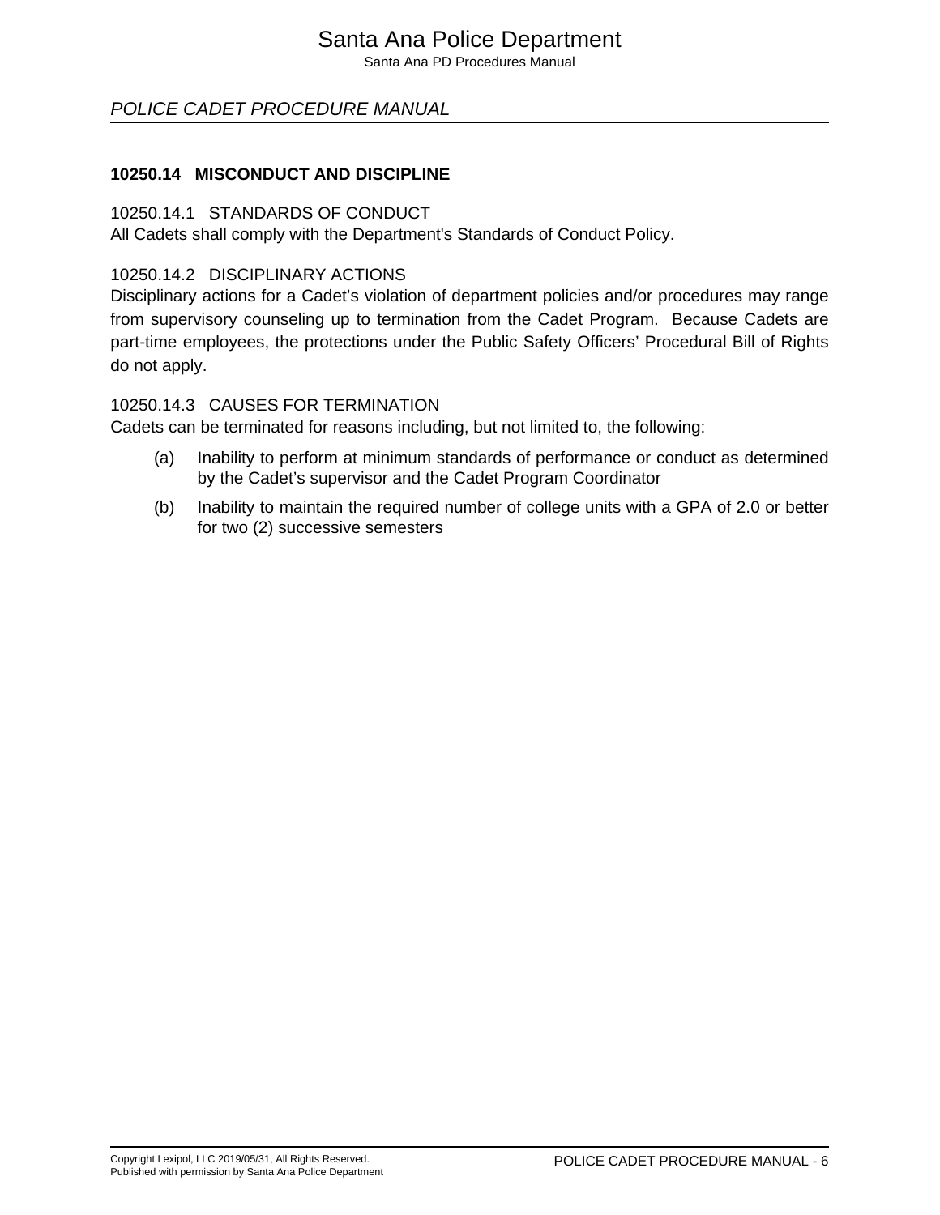## 10250.14 MISCONDUCT AND DISCIPLINE

### 10250.14.1 STANDARDS OF CONDUCT

All Cadets shall comply with the Department's Standards of Conduct Policy.

### 10250.14.2 DISCIPLINARY ACTIONS

Disciplinary actions for a Cadet's violation of department policies and/or procedures may range from supervisory counseling up to termination from the Cadet Program. Because Cadets are part-time employees, the protections under the Public Safety Officers' Procedural Bill of Rights do not apply.

### 10250.14.3 CAUSES FOR TERMINATION

Cadets can be terminated for reasons including, but not limited to, the following:

(a) Inability to perform at minimum standards of performance or conduct as determined by the Cadet's supervisor and the Cadet Program Coordinator

(b) Inability to maintain the required number of college units with a GPA of 2.0 or better for two (2) successive semesters